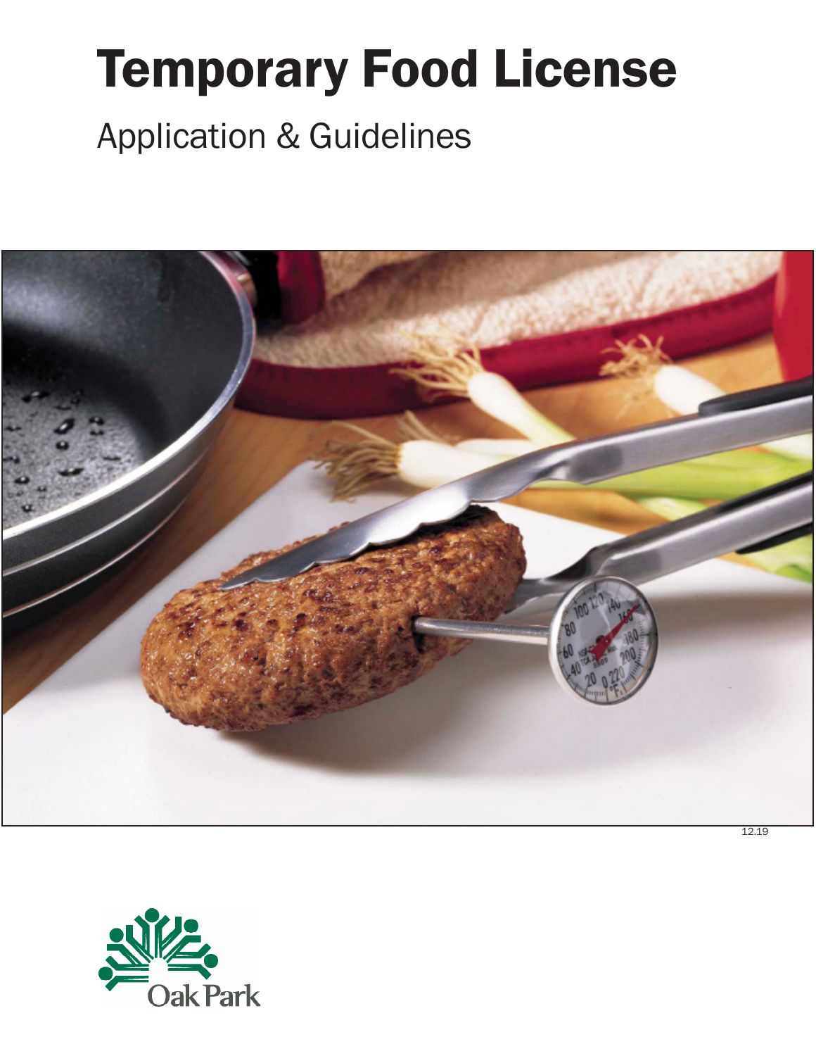# Temporary Food License

## Application & Guidelines

12.19

Oak Park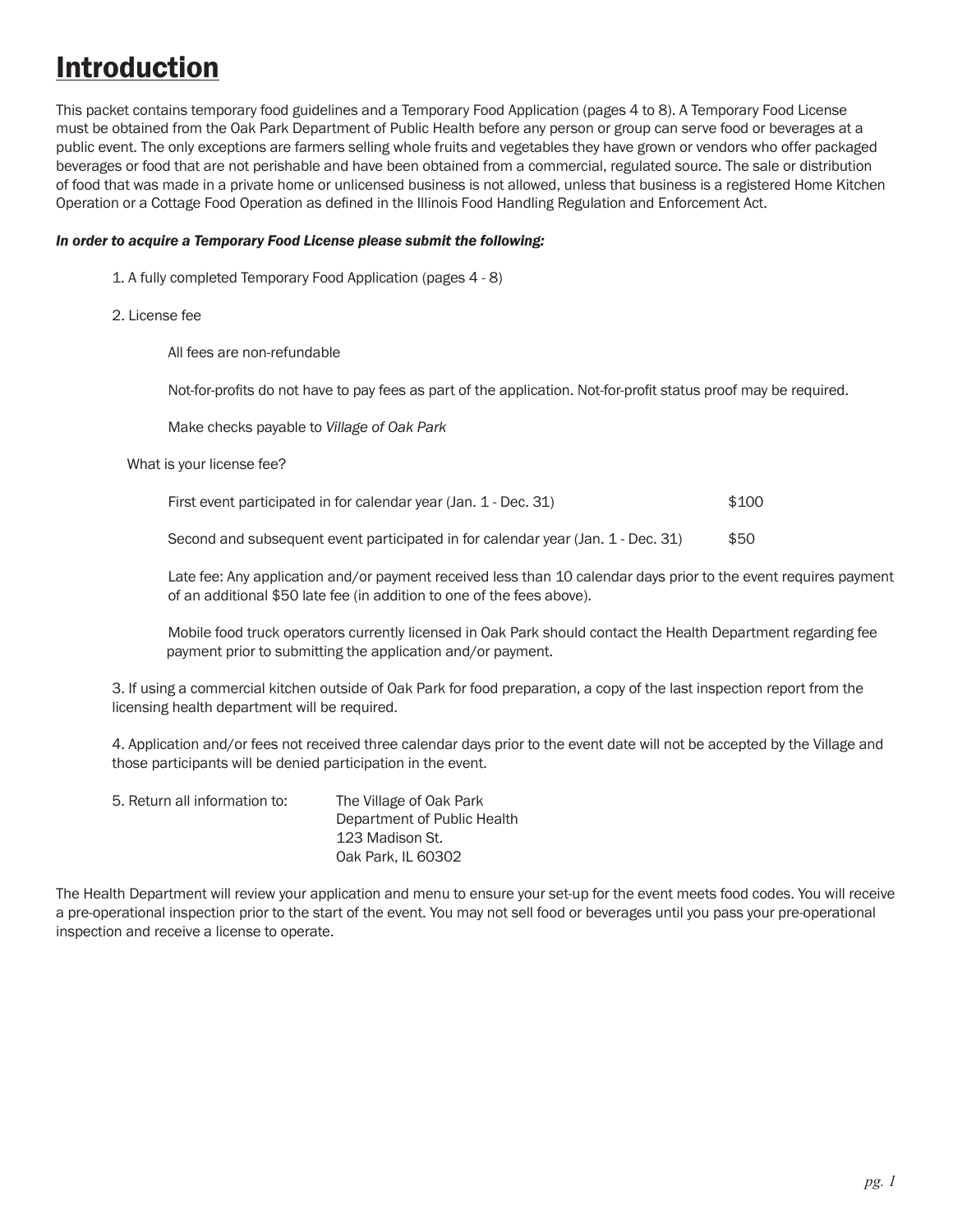# Introduction

This packet contains temporary food guidelines and a Temporary Food Application (pages 4 to 8). A Temporary Food License must be obtained from the Oak Park Department of Public Health before any person or group can serve food or beverages at a public event. The only exceptions are farmers selling whole fruits and vegetables they have grown or vendors who offer packaged beverages or food that are not perishable and have been obtained from a commercial, regulated source. The sale or distribution of food that was made in a private home or unlicensed business is not allowed, unless that business is a registered Home Kitchen Operation or a Cottage Food Operation as defined in the Illinois Food Handling Regulation and Enforcement Act.

***In order to acquire a Temporary Food License please submit the following:***

1. A fully completed Temporary Food Application (pages 4 - 8)

2. License fee

   All fees are non-refundable

   Not-for-profits do not have to pay fees as part of the application. Not-for-profit status proof may be required.

   Make checks payable to *Village of Oak Park*

   What is your license fee?

   | | |
   |---|---|
   | First event participated in for calendar year (Jan. 1 - Dec. 31) | $100 |
   | Second and subsequent event participated in for calendar year (Jan. 1 - Dec. 31) | $50 |

   Late fee: Any application and/or payment received less than 10 calendar days prior to the event requires payment of an additional $50 late fee (in addition to one of the fees above).

   Mobile food truck operators currently licensed in Oak Park should contact the Health Department regarding fee payment prior to submitting the application and/or payment.

3. If using a commercial kitchen outside of Oak Park for food preparation, a copy of the last inspection report from the licensing health department will be required.

4. Application and/or fees not received three calendar days prior to the event date will not be accepted by the Village and those participants will be denied participation in the event.

5. Return all information to:

   The Village of Oak Park
   Department of Public Health
   123 Madison St.
   Oak Park, IL 60302

The Health Department will review your application and menu to ensure your set-up for the event meets food codes. You will receive a pre-operational inspection prior to the start of the event. You may not sell food or beverages until you pass your pre-operational inspection and receive a license to operate.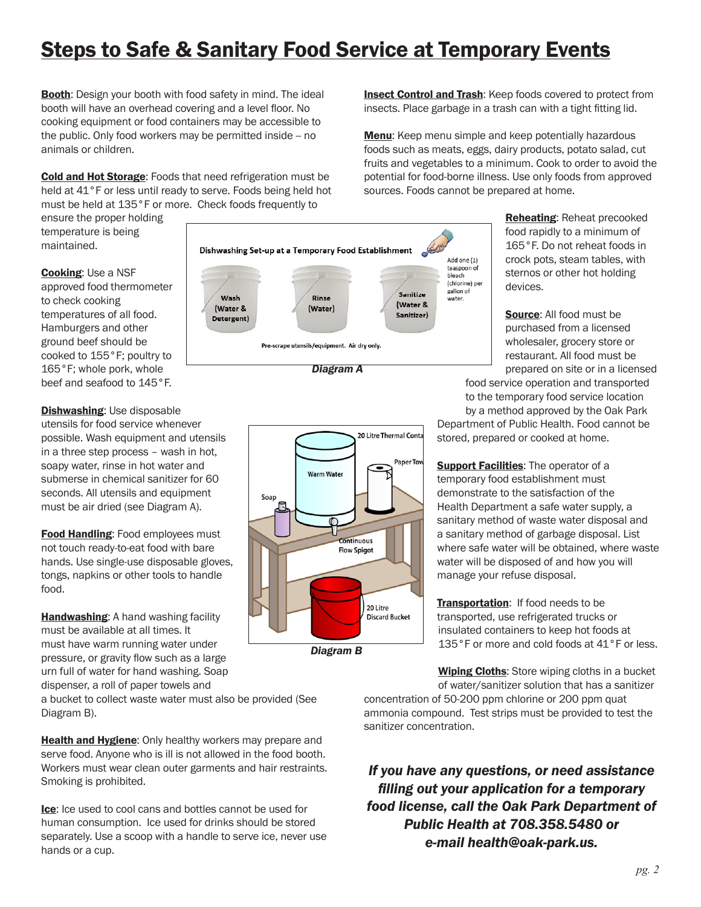# Steps to Safe & Sanitary Food Service at Temporary Events

**Booth**: Design your booth with food safety in mind. The ideal booth will have an overhead covering and a level floor. No cooking equipment or food containers may be accessible to the public. Only food workers may be permitted inside – no animals or children.

**Cold and Hot Storage**: Foods that need refrigeration must be held at 41°F or less until ready to serve. Foods being held hot must be held at 135°F or more. Check foods frequently to ensure the proper holding temperature is being maintained.

**Cooking**: Use a NSF approved food thermometer to check cooking temperatures of all food. Hamburgers and other ground beef should be cooked to 155°F; poultry to 165°F; whole pork, whole beef and seafood to 145°F.

Dishwashing Set-up at a Temporary Food Establishment

Wash (Water & Detergent) — Rinse (Water) — Sanitize (Water & Sanitizer)

Add one (1) teaspoon of bleach (chlorine) per gallon of water.

Pre-scrape utensils/equipment. Air dry only.

*Diagram A*

**Dishwashing**: Use disposable utensils for food service whenever possible. Wash equipment and utensils in a three step process – wash in hot, soapy water, rinse in hot water and submerse in chemical sanitizer for 60 seconds. All utensils and equipment must be air dried (see Diagram A).

**Food Handling**: Food employees must not touch ready-to-eat food with bare hands. Use single-use disposable gloves, tongs, napkins or other tools to handle food.

**Handwashing**: A hand washing facility must be available at all times. It must have warm running water under pressure, or gravity flow such as a large urn full of water for hand washing. Soap dispenser, a roll of paper towels and a bucket to collect waste water must also be provided (See Diagram B).

20 Litre Thermal Conta — Warm Water — Paper Tow — Soap — Continuous Flow Spigot — 20 Litre Discard Bucket

*Diagram B*

**Health and Hygiene**: Only healthy workers may prepare and serve food. Anyone who is ill is not allowed in the food booth. Workers must wear clean outer garments and hair restraints. Smoking is prohibited.

**Ice**: Ice used to cool cans and bottles cannot be used for human consumption. Ice used for drinks should be stored separately. Use a scoop with a handle to serve ice, never use hands or a cup.

**Insect Control and Trash**: Keep foods covered to protect from insects. Place garbage in a trash can with a tight fitting lid.

**Menu**: Keep menu simple and keep potentially hazardous foods such as meats, eggs, dairy products, potato salad, cut fruits and vegetables to a minimum. Cook to order to avoid the potential for food-borne illness. Use only foods from approved sources. Foods cannot be prepared at home.

**Reheating**: Reheat precooked food rapidly to a minimum of 165°F. Do not reheat foods in crock pots, steam tables, with sternos or other hot holding devices.

**Source**: All food must be purchased from a licensed wholesaler, grocery store or restaurant. All food must be prepared on site or in a licensed food service operation and transported to the temporary food service location by a method approved by the Oak Park Department of Public Health. Food cannot be stored, prepared or cooked at home.

**Support Facilities**: The operator of a temporary food establishment must demonstrate to the satisfaction of the Health Department a safe water supply, a sanitary method of waste water disposal and a sanitary method of garbage disposal. List where safe water will be obtained, where waste water will be disposed of and how you will manage your refuse disposal.

**Transportation**: If food needs to be transported, use refrigerated trucks or insulated containers to keep hot foods at 135°F or more and cold foods at 41°F or less.

**Wiping Cloths**: Store wiping cloths in a bucket of water/sanitizer solution that has a sanitizer concentration of 50-200 ppm chlorine or 200 ppm quat ammonia compound. Test strips must be provided to test the sanitizer concentration.

***If you have any questions, or need assistance filling out your application for a temporary food license, call the Oak Park Department of Public Health at 708.358.5480 or e-mail health@oak-park.us.***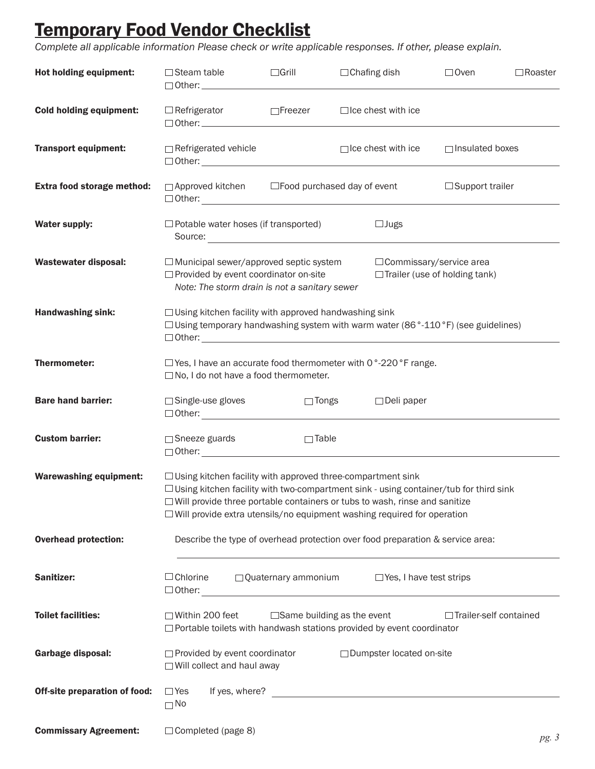# Temporary Food Vendor Checklist

*Complete all applicable information Please check or write applicable responses. If other, please explain.*

**Hot holding equipment:** ☐ Steam table ☐ Grill ☐ Chafing dish ☐ Oven ☐ Roaster
☐ Other: ______________________

**Cold holding equipment:** ☐ Refrigerator ☐ Freezer ☐ Ice chest with ice
☐ Other: ______________________

**Transport equipment:** ☐ Refrigerated vehicle ☐ Ice chest with ice ☐ Insulated boxes
☐ Other: ______________________

**Extra food storage method:** ☐ Approved kitchen ☐ Food purchased day of event ☐ Support trailer
☐ Other: ______________________

**Water supply:** ☐ Potable water hoses (if transported) ☐ Jugs
Source: ______________________

**Wastewater disposal:** ☐ Municipal sewer/approved septic system ☐ Commissary/service area
☐ Provided by event coordinator on-site ☐ Trailer (use of holding tank)
*Note: The storm drain is not a sanitary sewer*

**Handwashing sink:** ☐ Using kitchen facility with approved handwashing sink
☐ Using temporary handwashing system with warm water (86 °-110 °F) (see guidelines)
☐ Other: ______________________

**Thermometer:** ☐ Yes, I have an accurate food thermometer with 0 °-220 °F range.
☐ No, I do not have a food thermometer.

**Bare hand barrier:** ☐ Single-use gloves ☐ Tongs ☐ Deli paper
☐ Other: ______________________

**Custom barrier:** ☐ Sneeze guards ☐ Table
☐ Other: ______________________

**Warewashing equipment:** ☐ Using kitchen facility with approved three-compartment sink
☐ Using kitchen facility with two-compartment sink - using container/tub for third sink
☐ Will provide three portable containers or tubs to wash, rinse and sanitize
☐ Will provide extra utensils/no equipment washing required for operation

**Overhead protection:** Describe the type of overhead protection over food preparation & service area:
______________________

**Sanitizer:** ☐ Chlorine ☐ Quaternary ammonium ☐ Yes, I have test strips
☐ Other: ______________________

**Toilet facilities:** ☐ Within 200 feet ☐ Same building as the event ☐ Trailer-self contained
☐ Portable toilets with handwash stations provided by event coordinator

**Garbage disposal:** ☐ Provided by event coordinator ☐ Dumpster located on-site
☐ Will collect and haul away

**Off-site preparation of food:** ☐ Yes If yes, where? ______________________
☐ No

**Commissary Agreement:** ☐ Completed (page 8)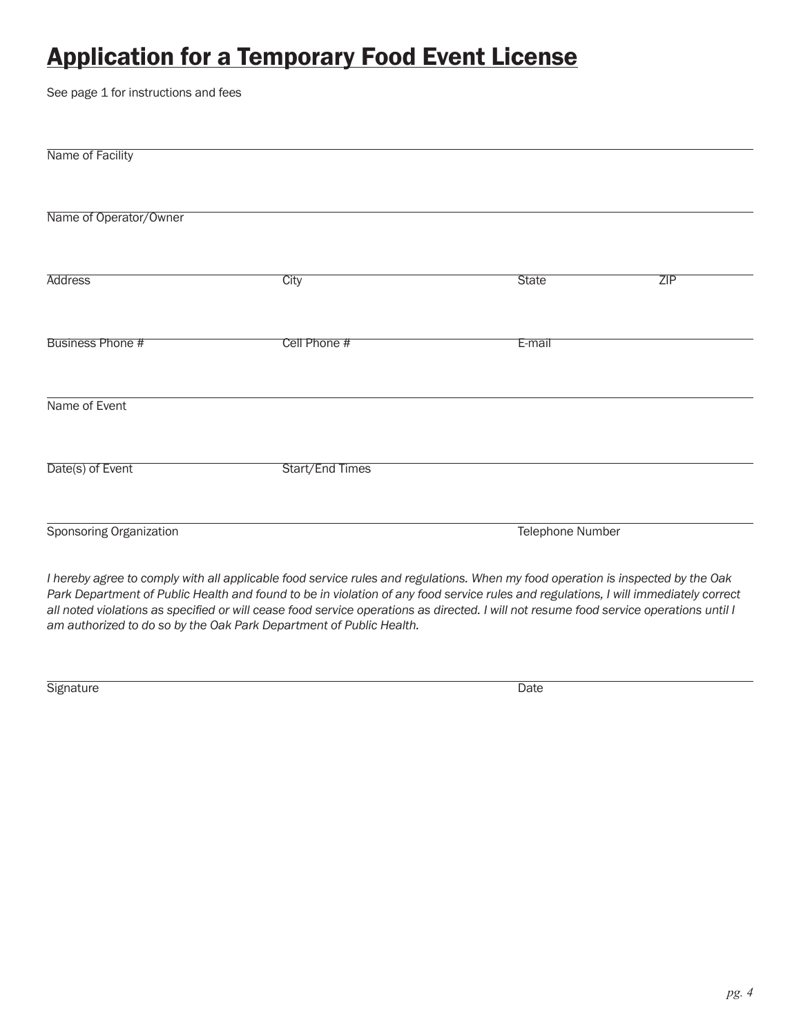# Application for a Temporary Food Event License

See page 1 for instructions and fees

Name of Facility

Name of Operator/Owner

| Address | City | State | ZIP |
| --- | --- | --- | --- |

| Business Phone # | Cell Phone # | E-mail |
| --- | --- | --- |

Name of Event

| Date(s) of Event | Start/End Times |
| --- | --- |

| Sponsoring Organization | Telephone Number |
| --- | --- |

*I hereby agree to comply with all applicable food service rules and regulations. When my food operation is inspected by the Oak Park Department of Public Health and found to be in violation of any food service rules and regulations, I will immediately correct all noted violations as specified or will cease food service operations as directed. I will not resume food service operations until I am authorized to do so by the Oak Park Department of Public Health.*

| Signature | Date |
| --- | --- |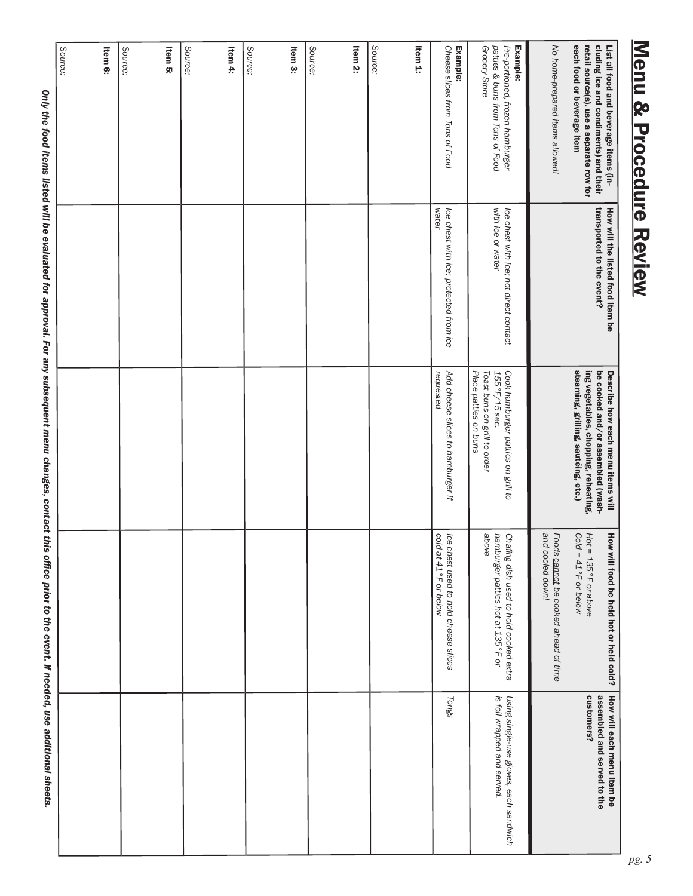# Menu & Procedure Review

| List all food and beverage items (including ice and condiments) and their retail source(s). use a separate row for each food or beverage item | How will the listed food item be transported to the event? | Describe how each menu items will be cooked and/or assembled (washing vegetables, chopping, reheating, steaming, grilling, sautéing, etc.) | How will food be held hot or held cold? Hot = 135°F or above Cold = 41°F or below Foods cannot be cooked ahead of time and cooled down! | How will each menu item be assembled and served to the customers? |
|---|---|---|---|---|
| *No home-prepared items allowed!* | | | | |
| **Example:** *Pre-portioned, frozen hamburger patties & buns from Tons of Food Grocery Store* | *Ice chest with ice; not direct contact with ice or water* | *Cook hamburger patties on grill to 155°F/15 sec. Toast buns on grill to order Place patties on buns* | *Chafing dish used to hold cooked extra hamburger patties hot at 135°F or above* | *Using single-use gloves, each sandwich is foil-wrapped and served.* |
| **Example:** *Cheese slices from Tons of Food* | *Ice chest with ice; protected from ice water* | *Add cheese slices to hamburger if requested* | *Ice chest used to hold cheese slices cold at 41°F or below* | *Tongs* |
| **Item 1:** | | | | |
| Source: | | | | |
| **Item 2:** | | | | |
| Source: | | | | |
| **Item 3:** | | | | |
| Source: | | | | |
| **Item 4:** | | | | |
| Source: | | | | |
| **Item 5:** | | | | |
| Source: | | | | |
| **Item 6:** | | | | |
| Source: | | | | |

***Only the food items listed will be evaluated for approval. For any subsequent menu changes, contact this office prior to the event. If needed, use additional sheets.***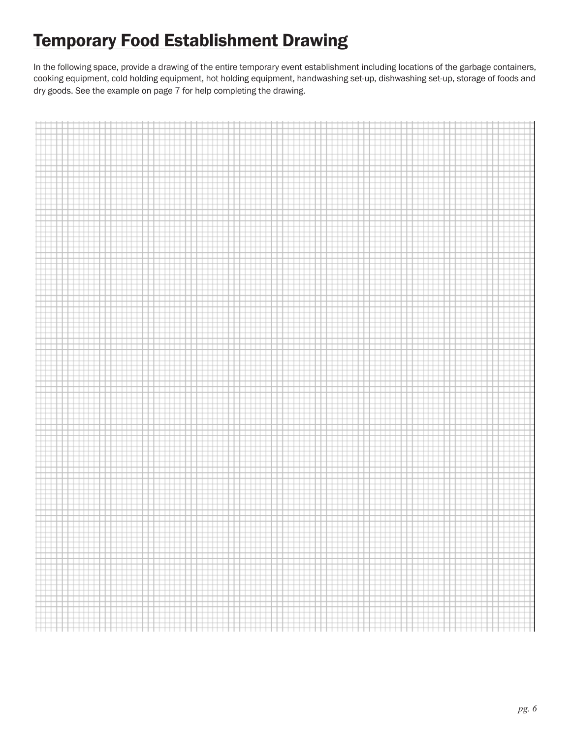# Temporary Food Establishment Drawing

In the following space, provide a drawing of the entire temporary event establishment including locations of the garbage containers, cooking equipment, cold holding equipment, hot holding equipment, handwashing set-up, dishwashing set-up, storage of foods and dry goods. See the example on page 7 for help completing the drawing.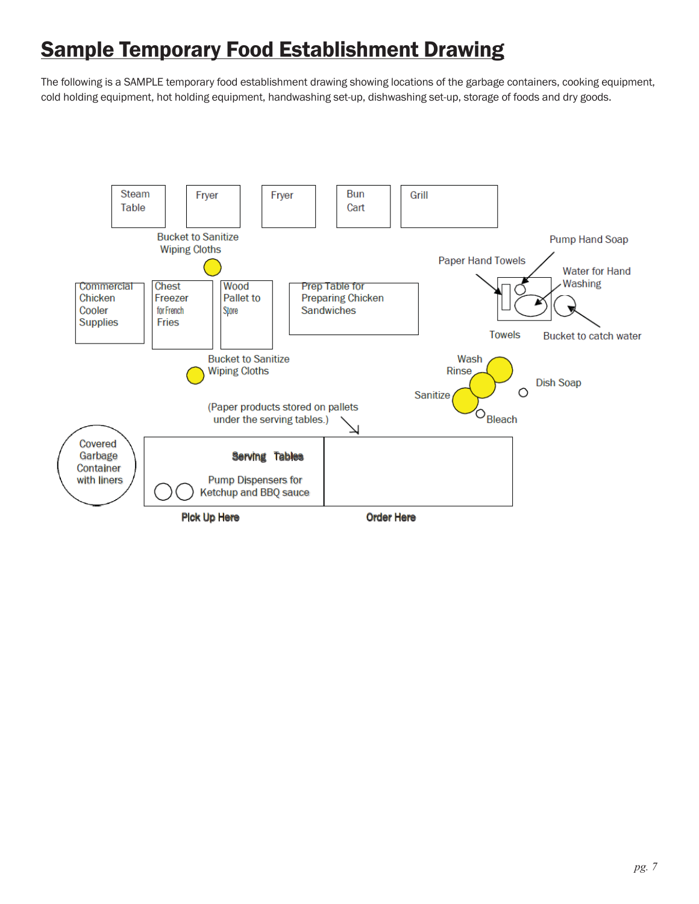# Sample Temporary Food Establishment Drawing

The following is a SAMPLE temporary food establishment drawing showing locations of the garbage containers, cooking equipment, cold holding equipment, hot holding equipment, handwashing set-up, dishwashing set-up, storage of foods and dry goods.

Steam Table

Fryer

Fryer

Bun Cart

Grill

Bucket to Sanitize Wiping Cloths

Pump Hand Soap

Paper Hand Towels

Water for Hand Washing

Commercial Chicken Cooler Supplies

Chest Freezer for French Fries

Wood Pallet to Store

Prep Table for Preparing Chicken Sandwiches

Towels

Bucket to catch water

Bucket to Sanitize Wiping Cloths

Wash

Rinse

Dish Soap

Sanitize

Bleach

(Paper products stored on pallets under the serving tables.)

Covered Garbage Container with liners

Serving Tables

Pump Dispensers for Ketchup and BBQ sauce

Pick Up Here

Order Here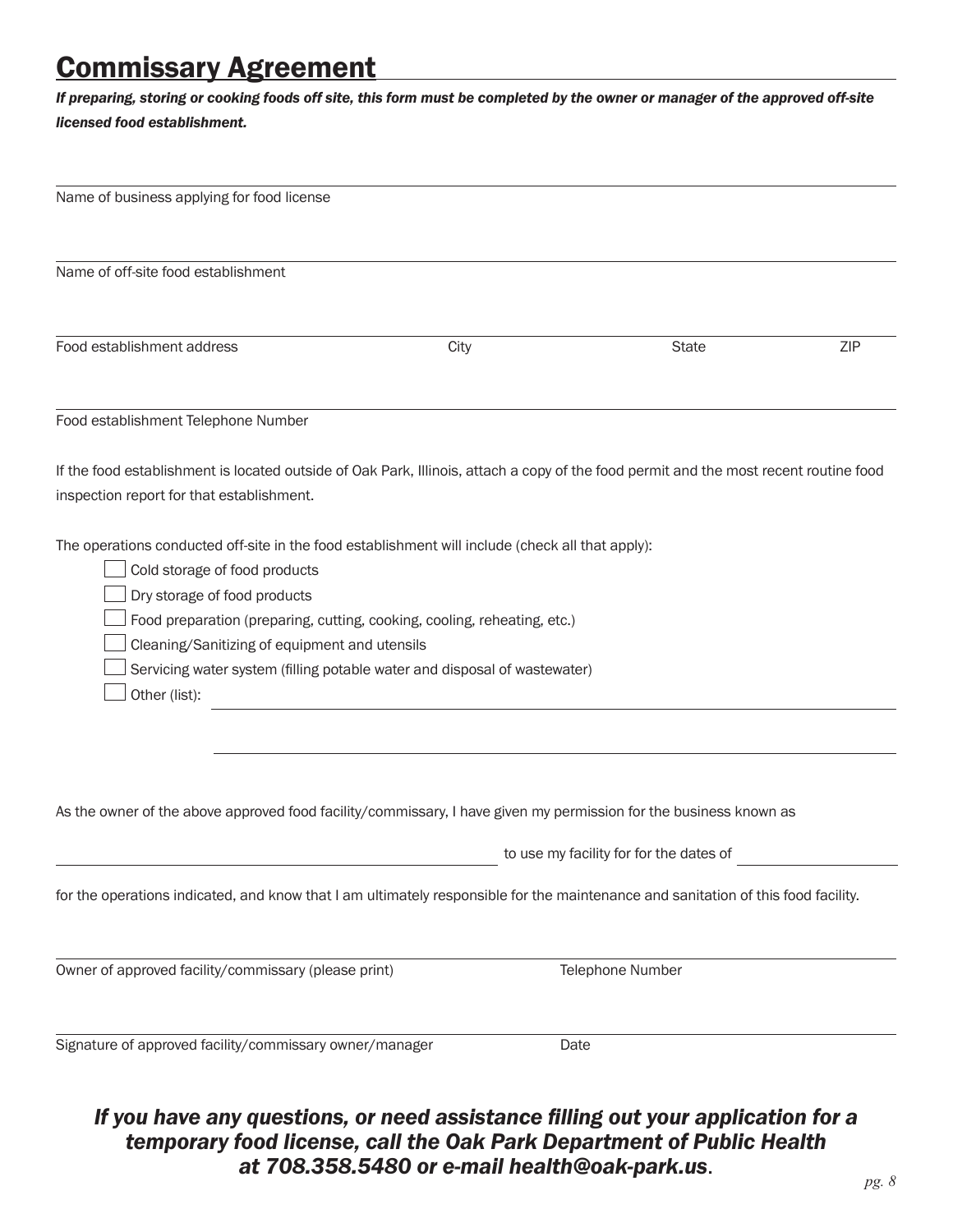# Commissary Agreement

***If preparing, storing or cooking foods off site, this form must be completed by the owner or manager of the approved off-site licensed food establishment.***

Name of business applying for food license

Name of off-site food establishment

Food establishment address City State ZIP

Food establishment Telephone Number

If the food establishment is located outside of Oak Park, Illinois, attach a copy of the food permit and the most recent routine food inspection report for that establishment.

The operations conducted off-site in the food establishment will include (check all that apply):

- ☐ Cold storage of food products
- ☐ Dry storage of food products
- ☐ Food preparation (preparing, cutting, cooking, cooling, reheating, etc.)
- ☐ Cleaning/Sanitizing of equipment and utensils
- ☐ Servicing water system (filling potable water and disposal of wastewater)
- ☐ Other (list):

As the owner of the above approved food facility/commissary, I have given my permission for the business known as

________________________________ to use my facility for for the dates of ________________

for the operations indicated, and know that I am ultimately responsible for the maintenance and sanitation of this food facility.

Owner of approved facility/commissary (please print) Telephone Number

Signature of approved facility/commissary owner/manager Date

***If you have any questions, or need assistance filling out your application for a temporary food license, call the Oak Park Department of Public Health at 708.358.5480 or e-mail health@oak-park.us.***